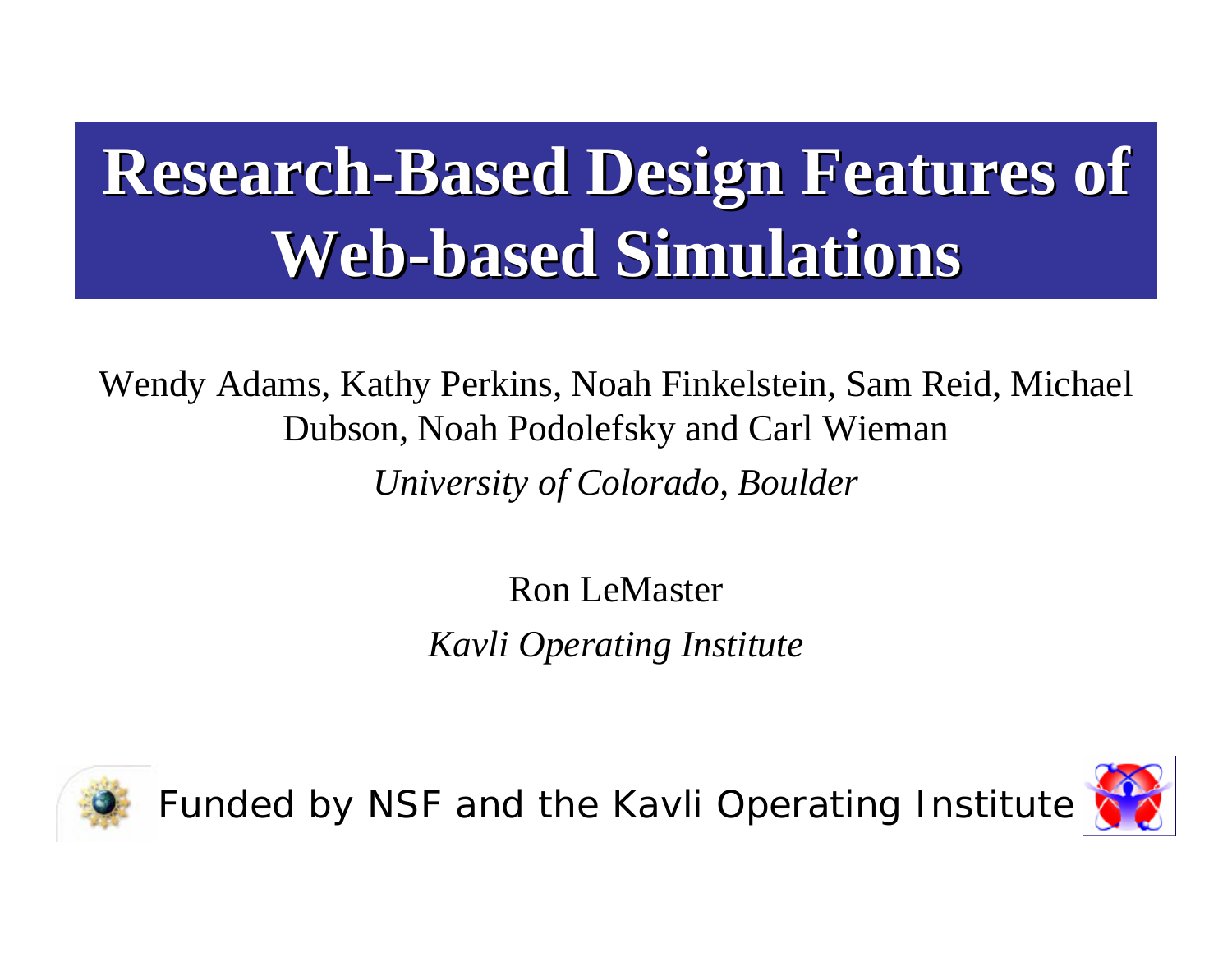# Research-Based Design Features of Web-based Simulations

Wendy Adams, Kathy Perkins, Noah Finkelstein, Sam Reid, Michael Dubson, Noah Podolefsky and Carl Wieman

*University of Colorado, Boulder*

Ron LeMaster

*Kavli Operating Institute*

Funded by NSF and the Kavli Operating Institute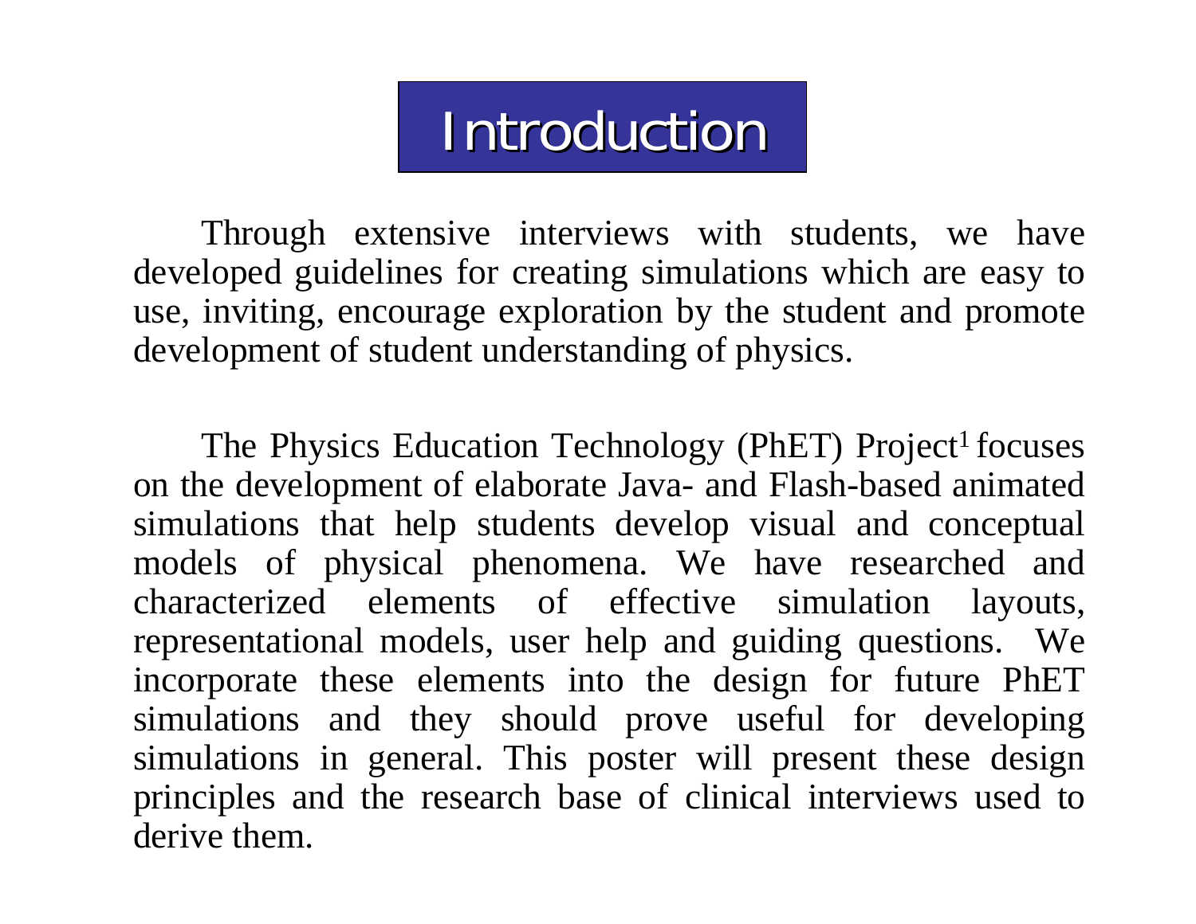# Introduction

Through extensive interviews with students, we have developed guidelines for creating simulations which are easy to use, inviting, encourage exploration by the student and promote development of student understanding of physics.

The Physics Education Technology (PhET) Project[1] focuses on the development of elaborate Java- and Flash-based animated simulations that help students develop visual and conceptual models of physical phenomena. We have researched and characterized elements of effective simulation layouts, representational models, user help and guiding questions. We incorporate these elements into the design for future PhET simulations and they should prove useful for developing simulations in general. This poster will present these design principles and the research base of clinical interviews used to derive them.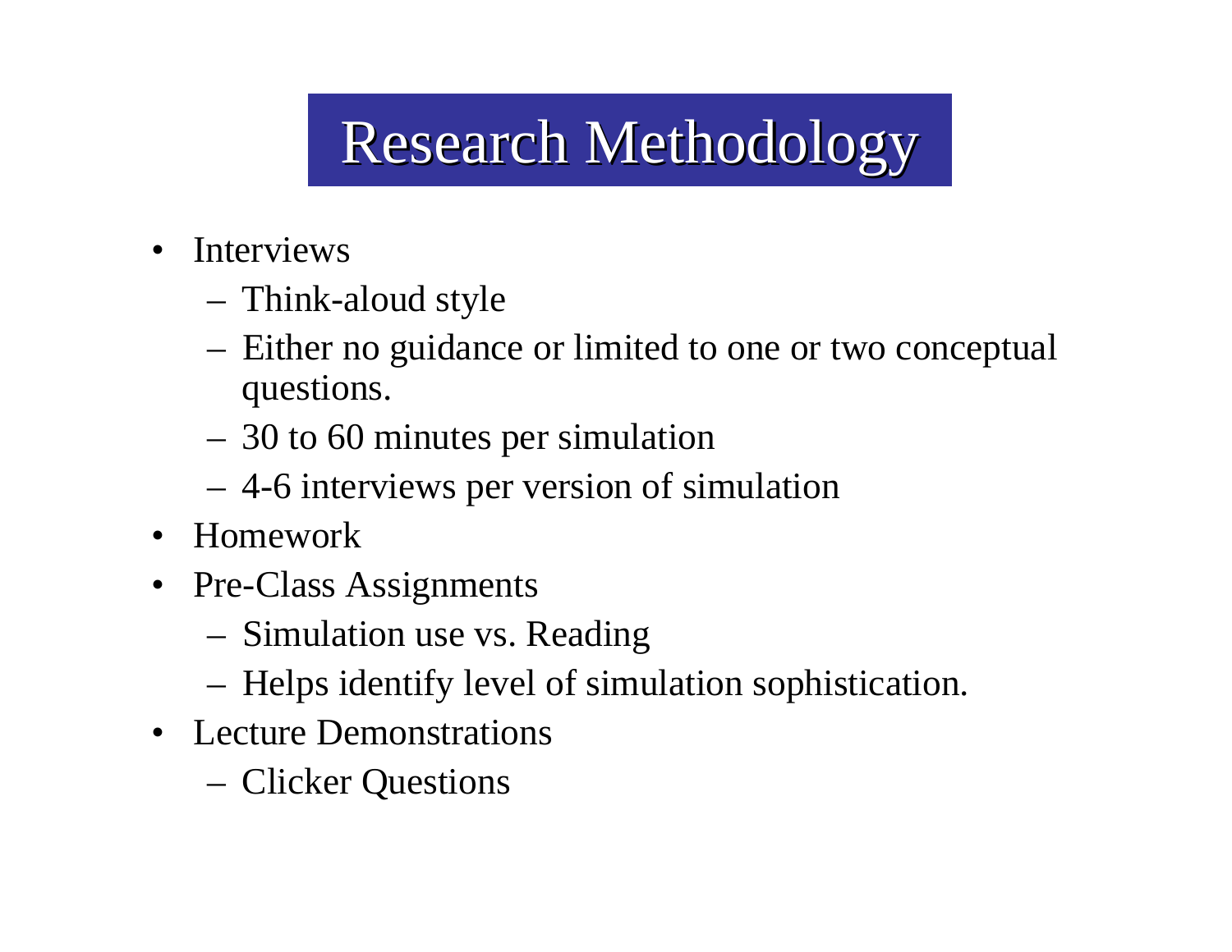# Research Methodology

- Interviews
  - Think-aloud style
  - Either no guidance or limited to one or two conceptual questions.
  - 30 to 60 minutes per simulation
  - 4-6 interviews per version of simulation
- Homework
- Pre-Class Assignments
  - Simulation use vs. Reading
  - Helps identify level of simulation sophistication.
- Lecture Demonstrations
  - Clicker Questions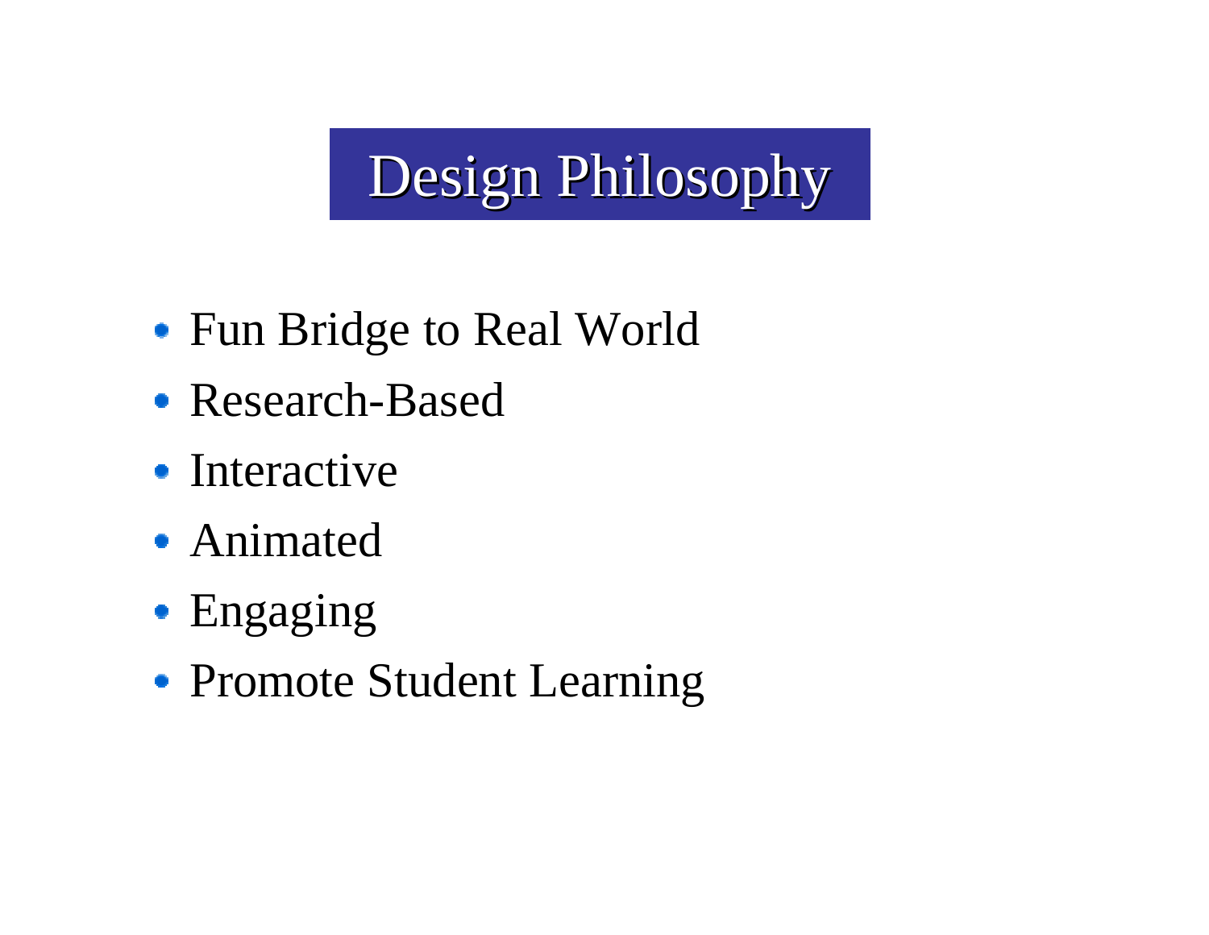# Design Philosophy

- Fun Bridge to Real World
- Research-Based
- Interactive
- Animated
- Engaging
- Promote Student Learning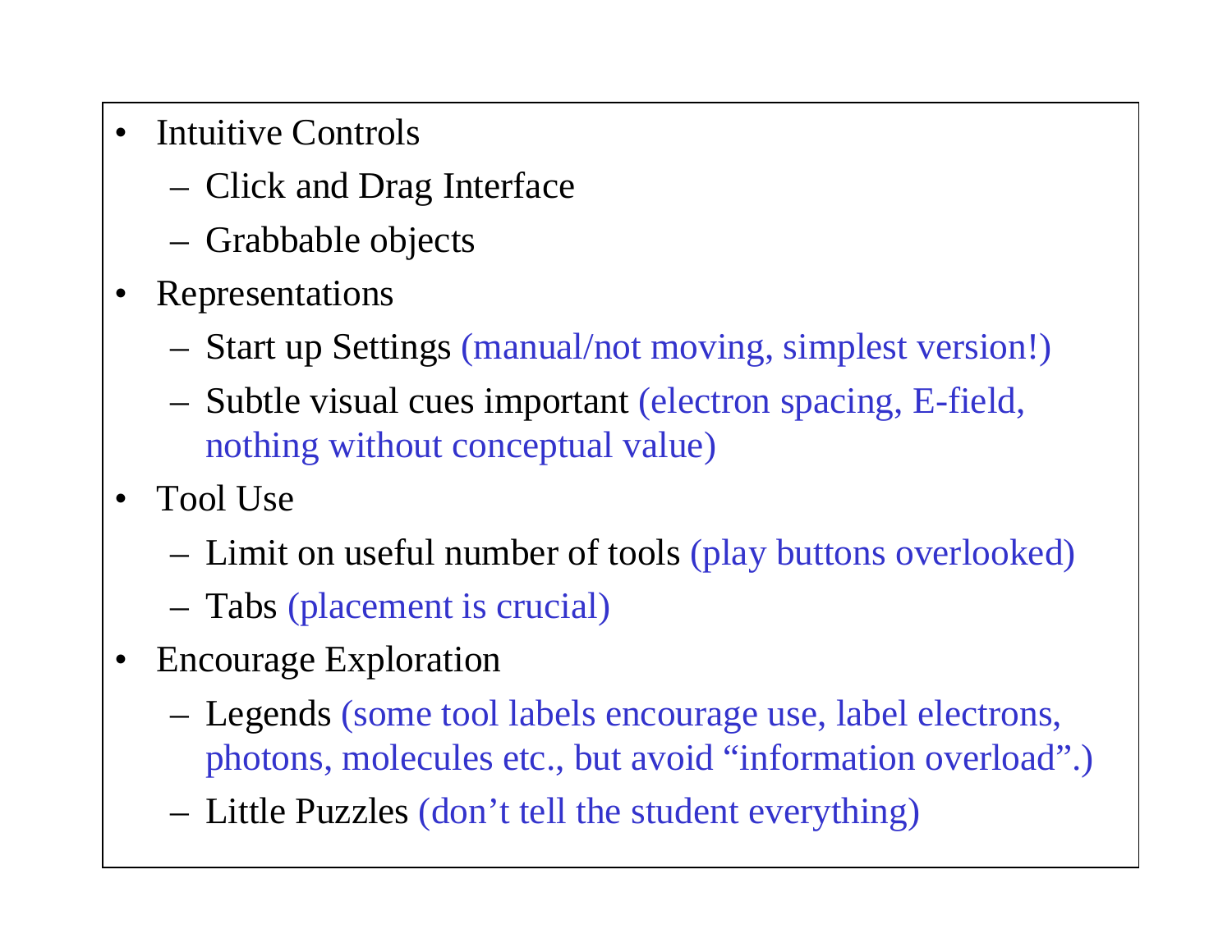- Intuitive Controls
  - Click and Drag Interface
  - Grabbable objects
- Representations
  - Start up Settings (manual/not moving, simplest version!)
  - Subtle visual cues important (electron spacing, E-field, nothing without conceptual value)
- Tool Use
  - Limit on useful number of tools (play buttons overlooked)
  - Tabs (placement is crucial)
- Encourage Exploration
  - Legends (some tool labels encourage use, label electrons, photons, molecules etc., but avoid “information overload”.)
  - Little Puzzles (don’t tell the student everything)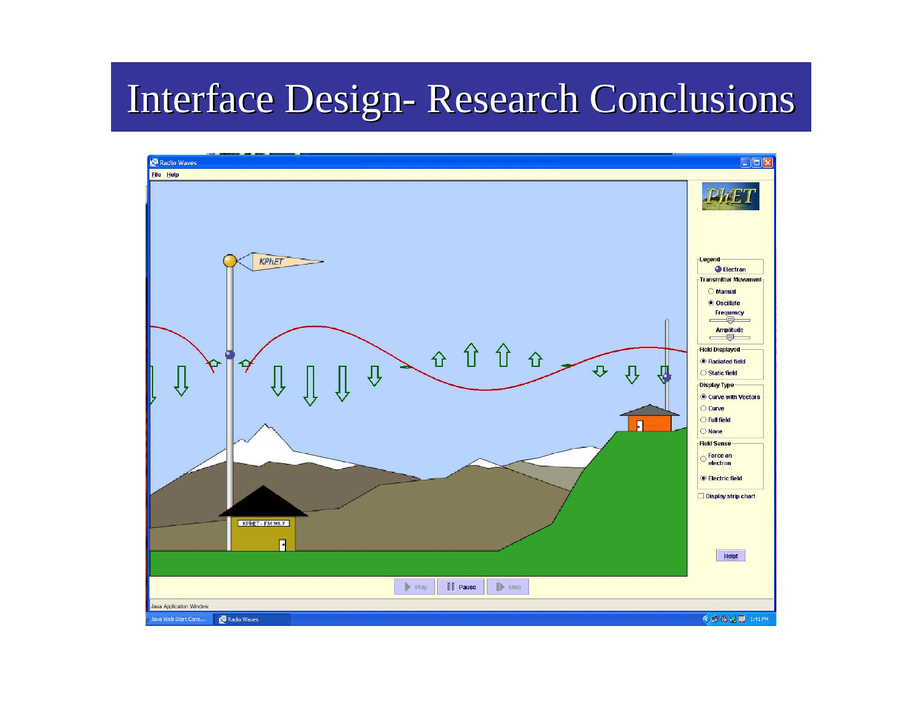# Interface Design- Research Conclusions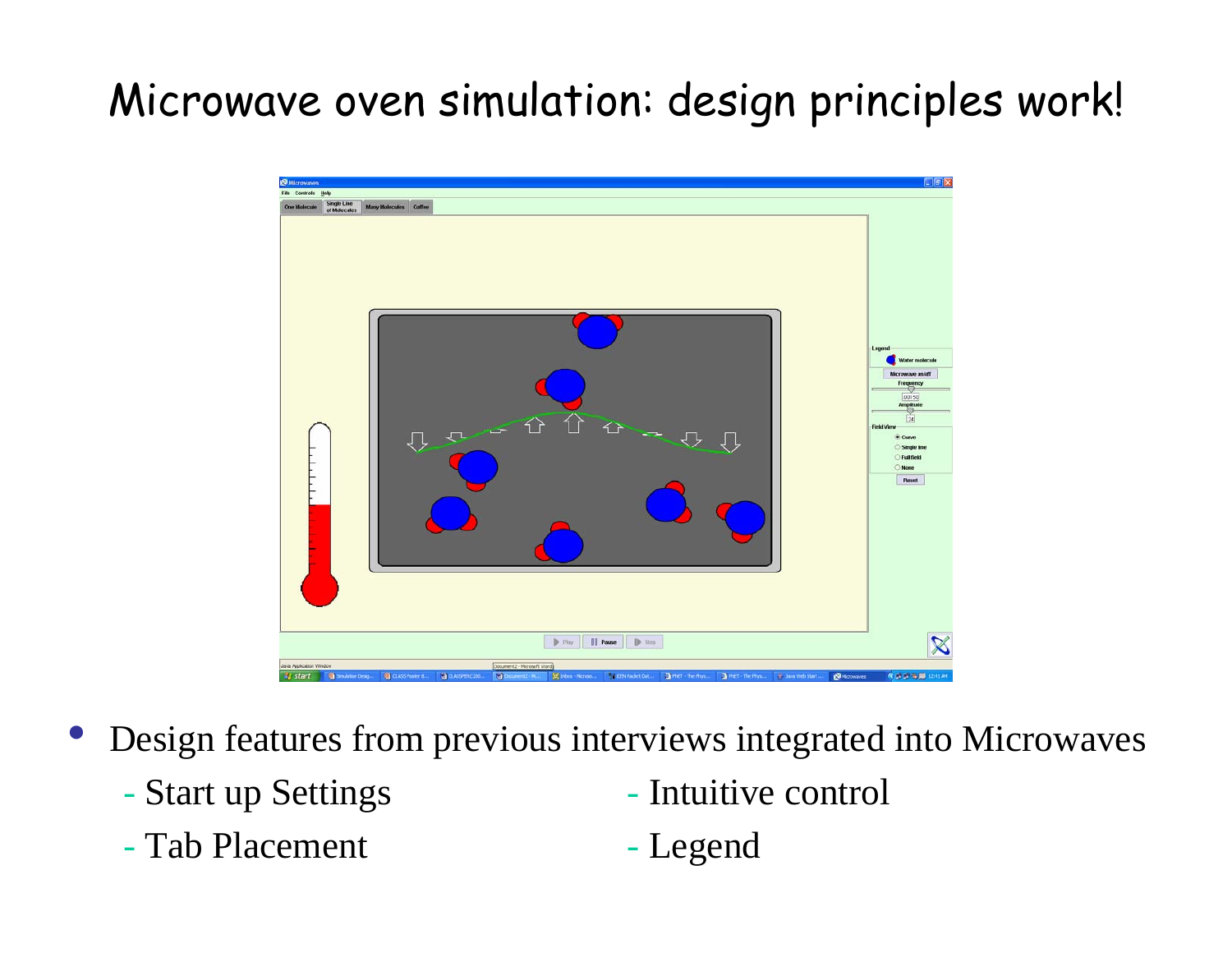# Microwave oven simulation: design principles work!

- Design features from previous interviews integrated into Microwaves
  - Start up Settings
  - Tab Placement
  - Intuitive control
  - Legend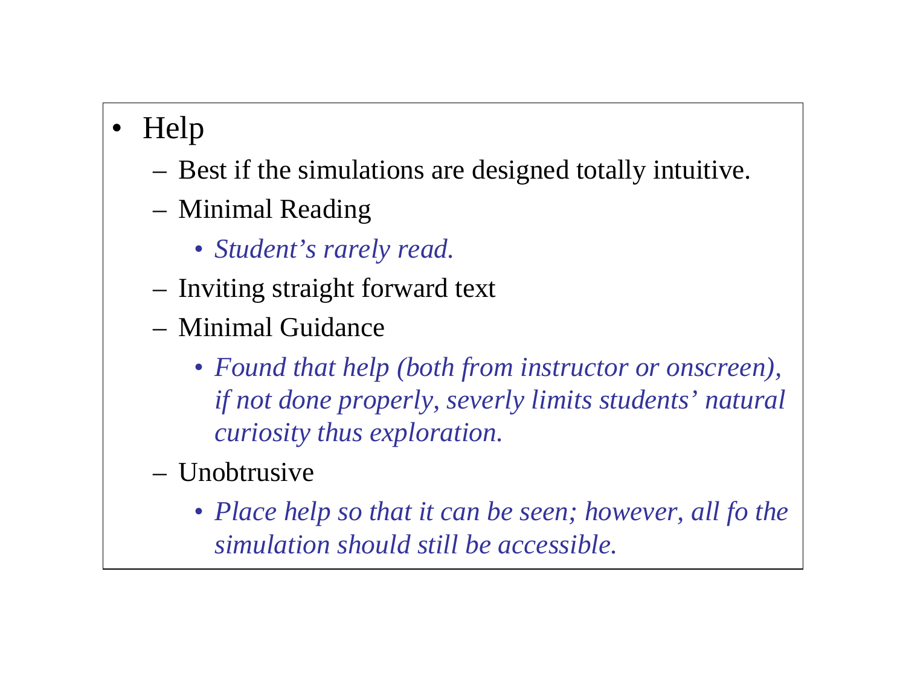- Help
  - Best if the simulations are designed totally intuitive.
  - Minimal Reading
    - *Student's rarely read.*
  - Inviting straight forward text
  - Minimal Guidance
    - *Found that help (both from instructor or onscreen), if not done properly, severly limits students' natural curiosity thus exploration.*
  - Unobtrusive
    - *Place help so that it can be seen; however, all fo the simulation should still be accessible.*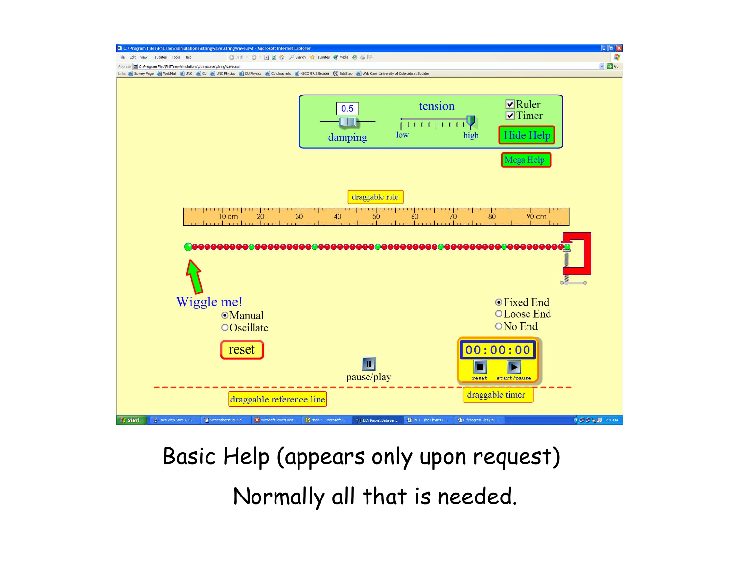Basic Help (appears only upon request)

Normally all that is needed.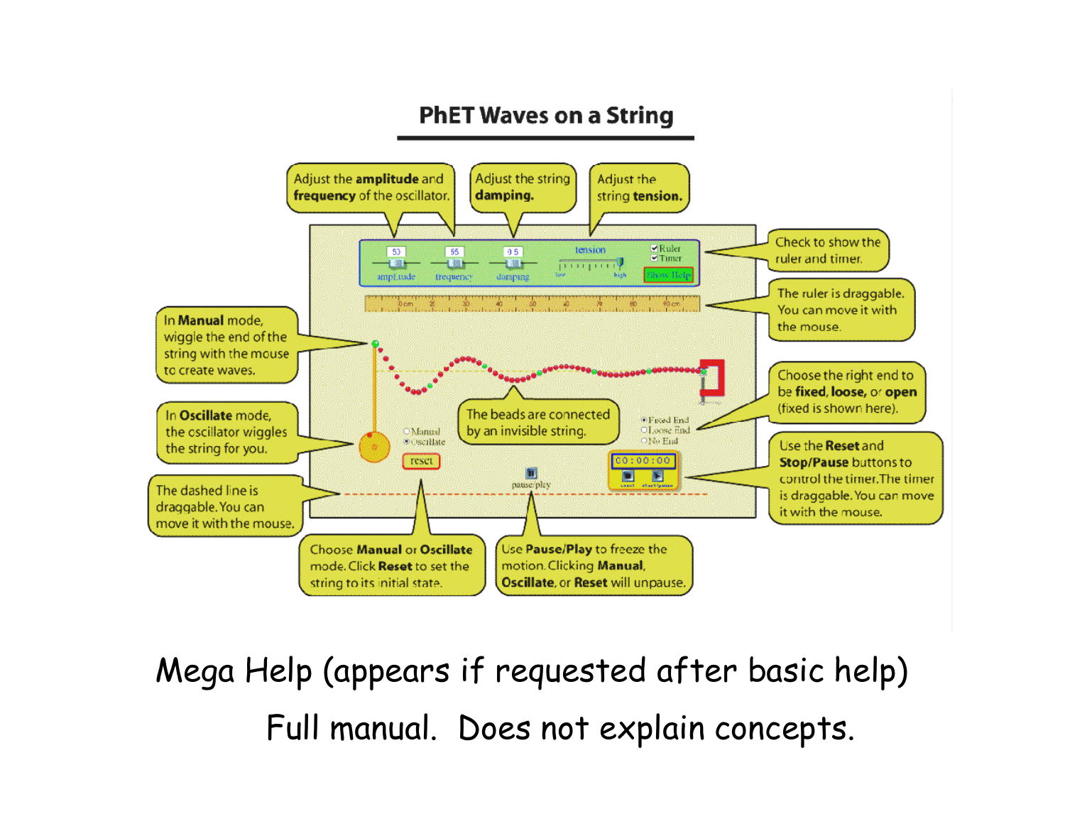# PhET Waves on a String

Adjust the **amplitude** and **frequency** of the oscillator.

Adjust the string **damping.**

Adjust the string **tension.**

Check to show the ruler and timer.

The ruler is draggable. You can move it with the mouse.

In **Manual** mode, wiggle the end of the string with the mouse to create waves.

In **Oscillate** mode, the oscillator wiggles the string for you.

The beads are connected by an invisible string.

Choose the right end to be **fixed, loose,** or **open** (fixed is shown here).

The dashed line is draggable. You can move it with the mouse.

Use the **Reset** and **Stop/Pause** buttons to control the timer. The timer is draggable. You can move it with the mouse.

Choose **Manual** or **Oscillate** mode. Click **Reset** to set the string to its initial state.

Use **Pause/Play** to freeze the motion. Clicking **Manual**, **Oscillate**, or **Reset** will unpause.

Mega Help (appears if requested after basic help)

Full manual. Does not explain concepts.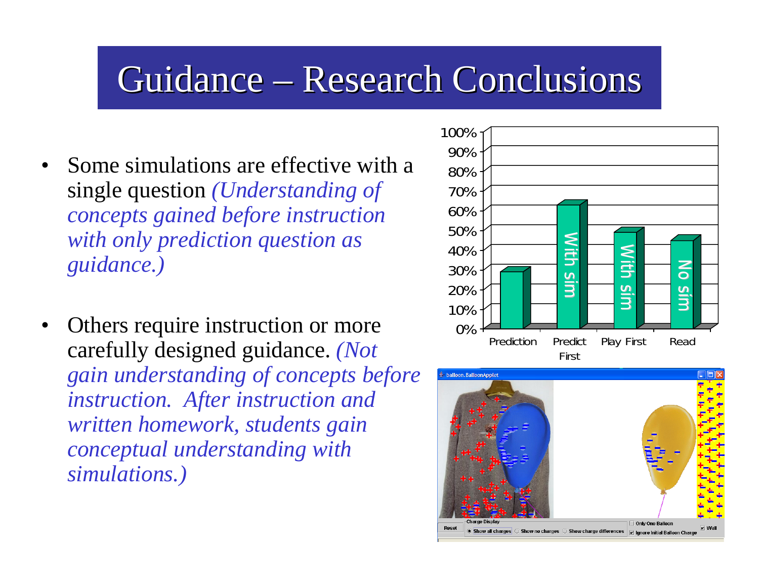# Guidance – Research Conclusions

- Some simulations are effective with a single question *(Understanding of concepts gained before instruction with only prediction question as guidance.)*

- Others require instruction or more carefully designed guidance. *(Not gain understanding of concepts before instruction. After instruction and written homework, students gain conceptual understanding with simulations.)*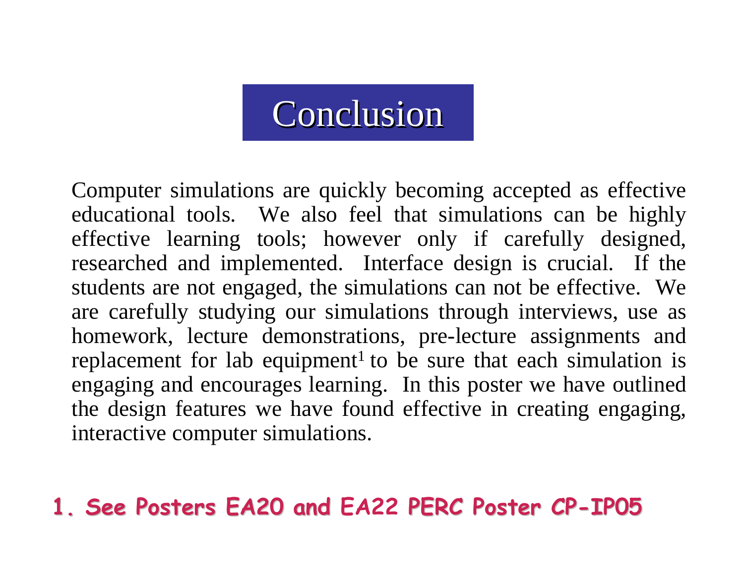# Conclusion

Computer simulations are quickly becoming accepted as effective educational tools. We also feel that simulations can be highly effective learning tools; however only if carefully designed, researched and implemented. Interface design is crucial. If the students are not engaged, the simulations can not be effective. We are carefully studying our simulations through interviews, use as homework, lecture demonstrations, pre-lecture assignments and replacement for lab equipment[1] to be sure that each simulation is engaging and encourages learning. In this poster we have outlined the design features we have found effective in creating engaging, interactive computer simulations.

1. See Posters EA20 and EA22 PERC Poster CP-IP05